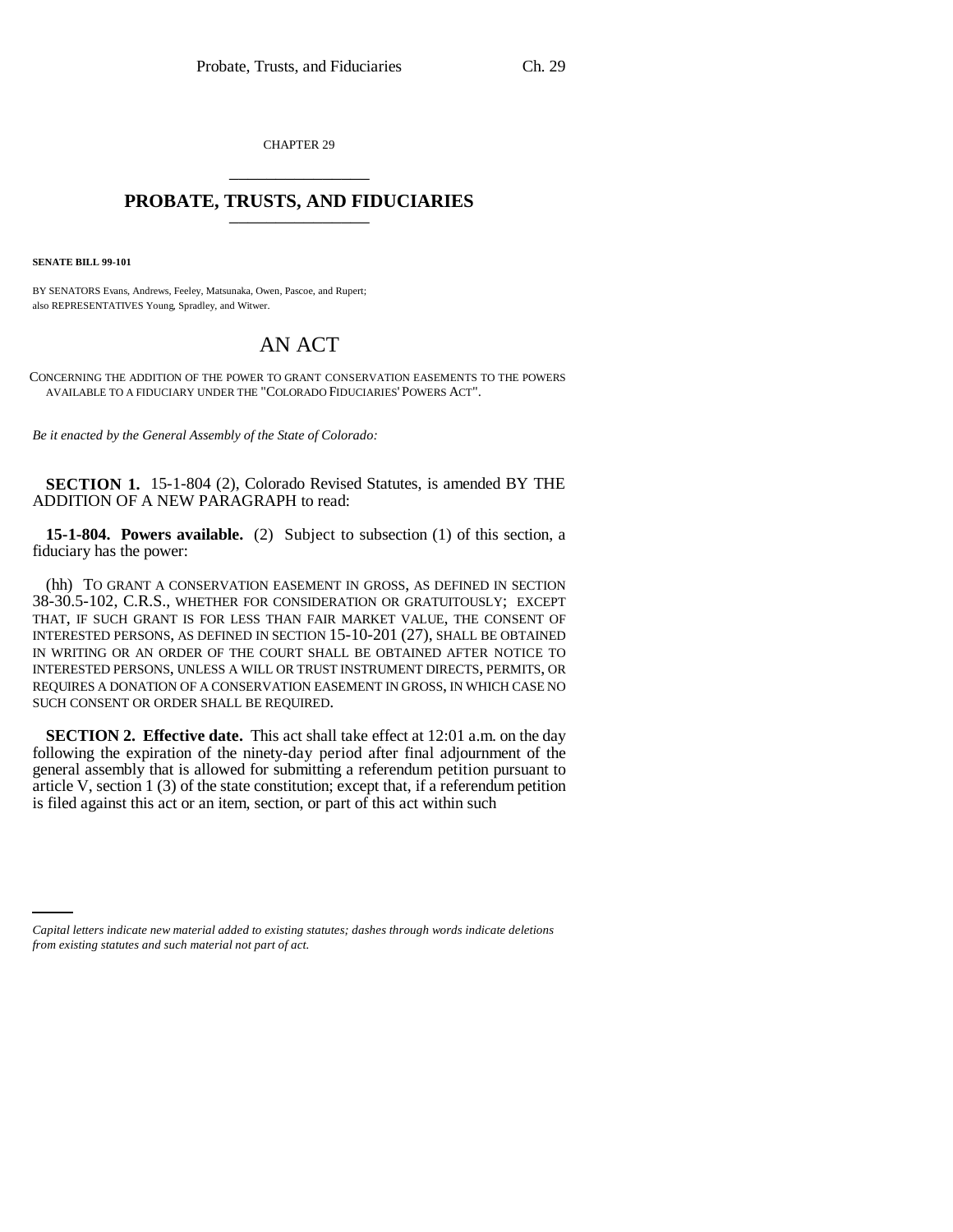CHAPTER 29

# PROBATE, TRUSTS, AND FIDUCIARIES

**SENATE BILL 99-101**

BY SENATORS Evans, Andrews, Feeley, Matsunaka, Owen, Pascoe, and Rupert;
also REPRESENTATIVES Young, Spradley, and Witwer.

## AN ACT

CONCERNING THE ADDITION OF THE POWER TO GRANT CONSERVATION EASEMENTS TO THE POWERS AVAILABLE TO A FIDUCIARY UNDER THE "COLORADO FIDUCIARIES' POWERS ACT".

*Be it enacted by the General Assembly of the State of Colorado:*

**SECTION 1.** 15-1-804 (2), Colorado Revised Statutes, is amended BY THE ADDITION OF A NEW PARAGRAPH to read:

**15-1-804. Powers available.** (2) Subject to subsection (1) of this section, a fiduciary has the power:

(hh) TO GRANT A CONSERVATION EASEMENT IN GROSS, AS DEFINED IN SECTION 38-30.5-102, C.R.S., WHETHER FOR CONSIDERATION OR GRATUITOUSLY; EXCEPT THAT, IF SUCH GRANT IS FOR LESS THAN FAIR MARKET VALUE, THE CONSENT OF INTERESTED PERSONS, AS DEFINED IN SECTION 15-10-201 (27), SHALL BE OBTAINED IN WRITING OR AN ORDER OF THE COURT SHALL BE OBTAINED AFTER NOTICE TO INTERESTED PERSONS, UNLESS A WILL OR TRUST INSTRUMENT DIRECTS, PERMITS, OR REQUIRES A DONATION OF A CONSERVATION EASEMENT IN GROSS, IN WHICH CASE NO SUCH CONSENT OR ORDER SHALL BE REQUIRED.

**SECTION 2. Effective date.** This act shall take effect at 12:01 a.m. on the day following the expiration of the ninety-day period after final adjournment of the general assembly that is allowed for submitting a referendum petition pursuant to article V, section 1 (3) of the state constitution; except that, if a referendum petition is filed against this act or an item, section, or part of this act within such

*Capital letters indicate new material added to existing statutes; dashes through words indicate deletions from existing statutes and such material not part of act.*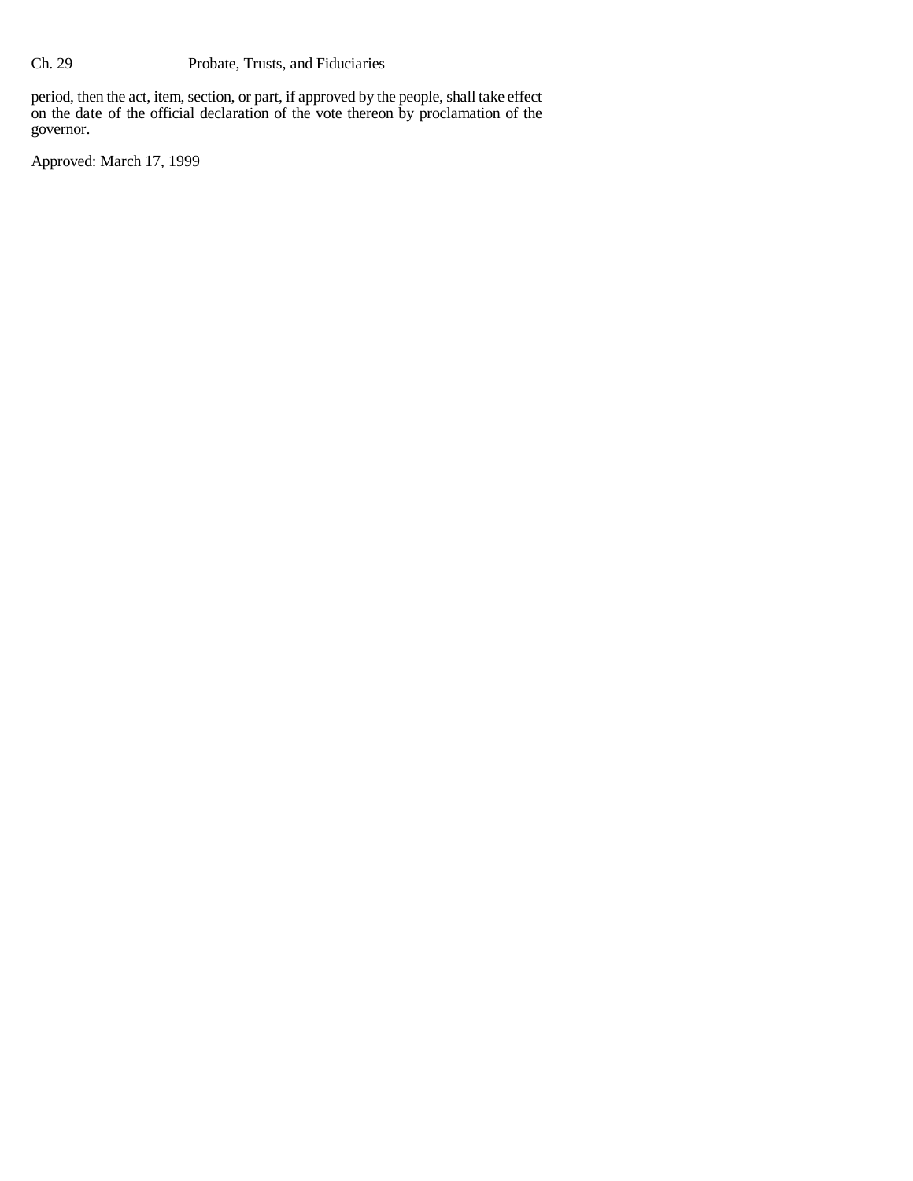period, then the act, item, section, or part, if approved by the people, shall take effect on the date of the official declaration of the vote thereon by proclamation of the governor.

Approved: March 17, 1999